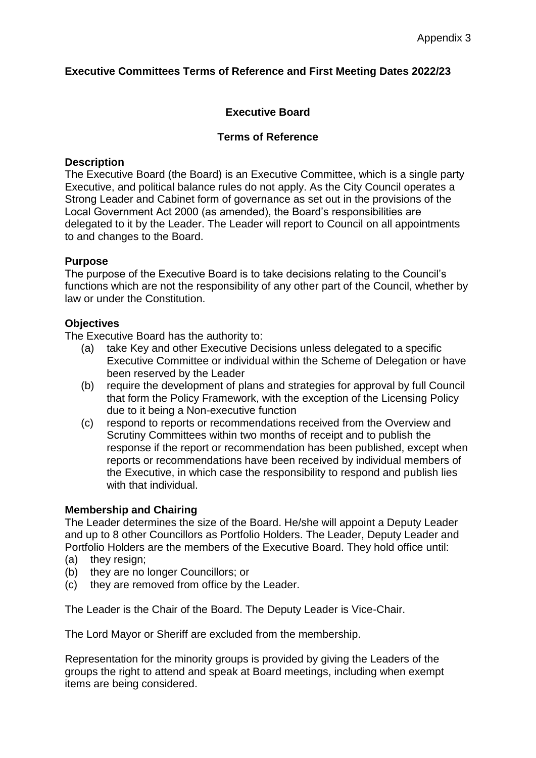Appendix 3

# Executive Committees Terms of Reference and First Meeting Dates 2022/23

## Executive Board

### Terms of Reference

**Description**

The Executive Board (the Board) is an Executive Committee, which is a single party Executive, and political balance rules do not apply. As the City Council operates a Strong Leader and Cabinet form of governance as set out in the provisions of the Local Government Act 2000 (as amended), the Board's responsibilities are delegated to it by the Leader. The Leader will report to Council on all appointments to and changes to the Board.

**Purpose**

The purpose of the Executive Board is to take decisions relating to the Council's functions which are not the responsibility of any other part of the Council, whether by law or under the Constitution.

**Objectives**

The Executive Board has the authority to:

(a) take Key and other Executive Decisions unless delegated to a specific Executive Committee or individual within the Scheme of Delegation or have been reserved by the Leader

(b) require the development of plans and strategies for approval by full Council that form the Policy Framework, with the exception of the Licensing Policy due to it being a Non-executive function

(c) respond to reports or recommendations received from the Overview and Scrutiny Committees within two months of receipt and to publish the response if the report or recommendation has been published, except when reports or recommendations have been received by individual members of the Executive, in which case the responsibility to respond and publish lies with that individual.

**Membership and Chairing**

The Leader determines the size of the Board. He/she will appoint a Deputy Leader and up to 8 other Councillors as Portfolio Holders. The Leader, Deputy Leader and Portfolio Holders are the members of the Executive Board. They hold office until:

(a) they resign;

(b) they are no longer Councillors; or

(c) they are removed from office by the Leader.

The Leader is the Chair of the Board. The Deputy Leader is Vice-Chair.

The Lord Mayor or Sheriff are excluded from the membership.

Representation for the minority groups is provided by giving the Leaders of the groups the right to attend and speak at Board meetings, including when exempt items are being considered.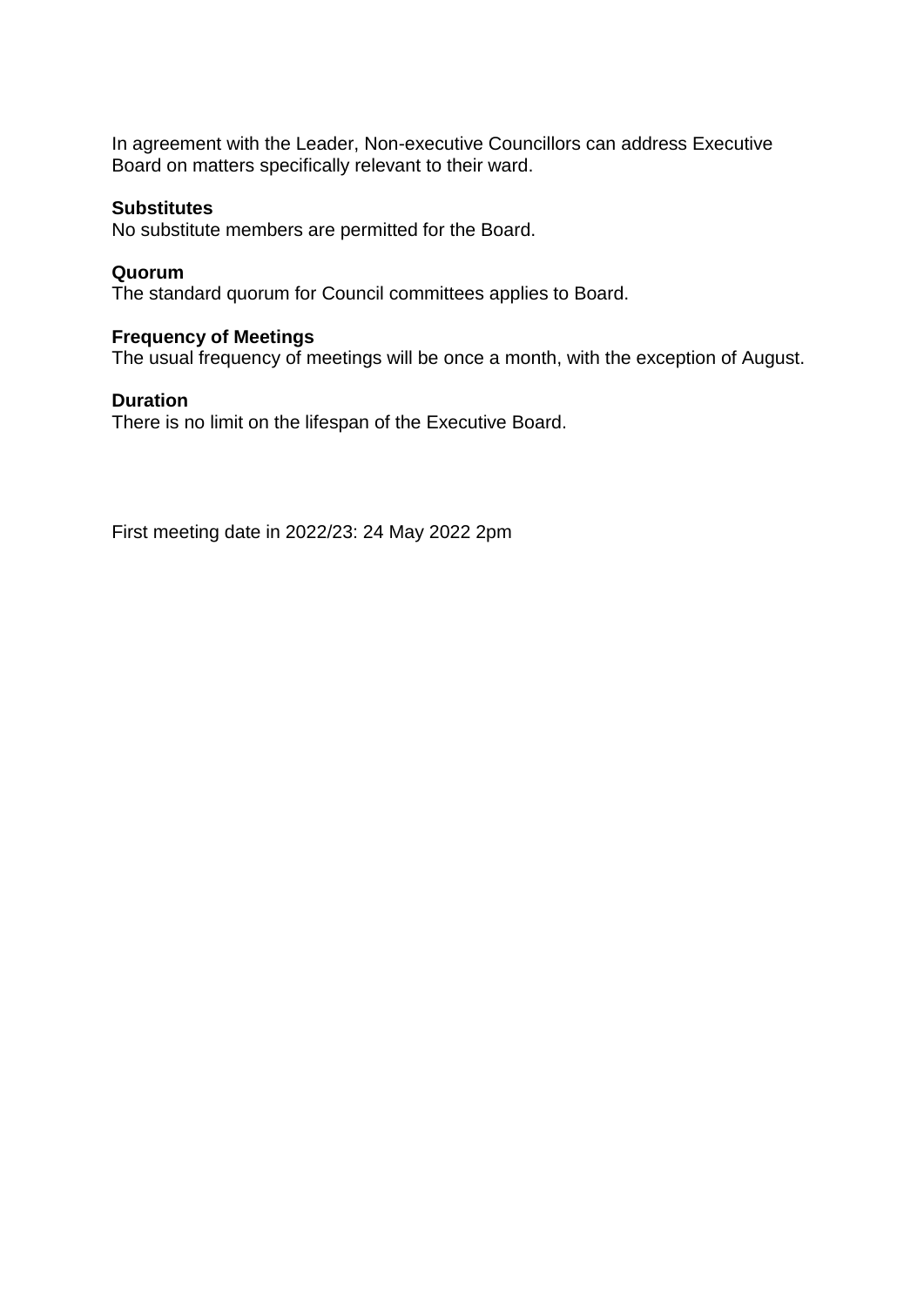In agreement with the Leader, Non-executive Councillors can address Executive Board on matters specifically relevant to their ward.

**Substitutes**
No substitute members are permitted for the Board.

**Quorum**
The standard quorum for Council committees applies to Board.

**Frequency of Meetings**
The usual frequency of meetings will be once a month, with the exception of August.

**Duration**
There is no limit on the lifespan of the Executive Board.

First meeting date in 2022/23: 24 May 2022 2pm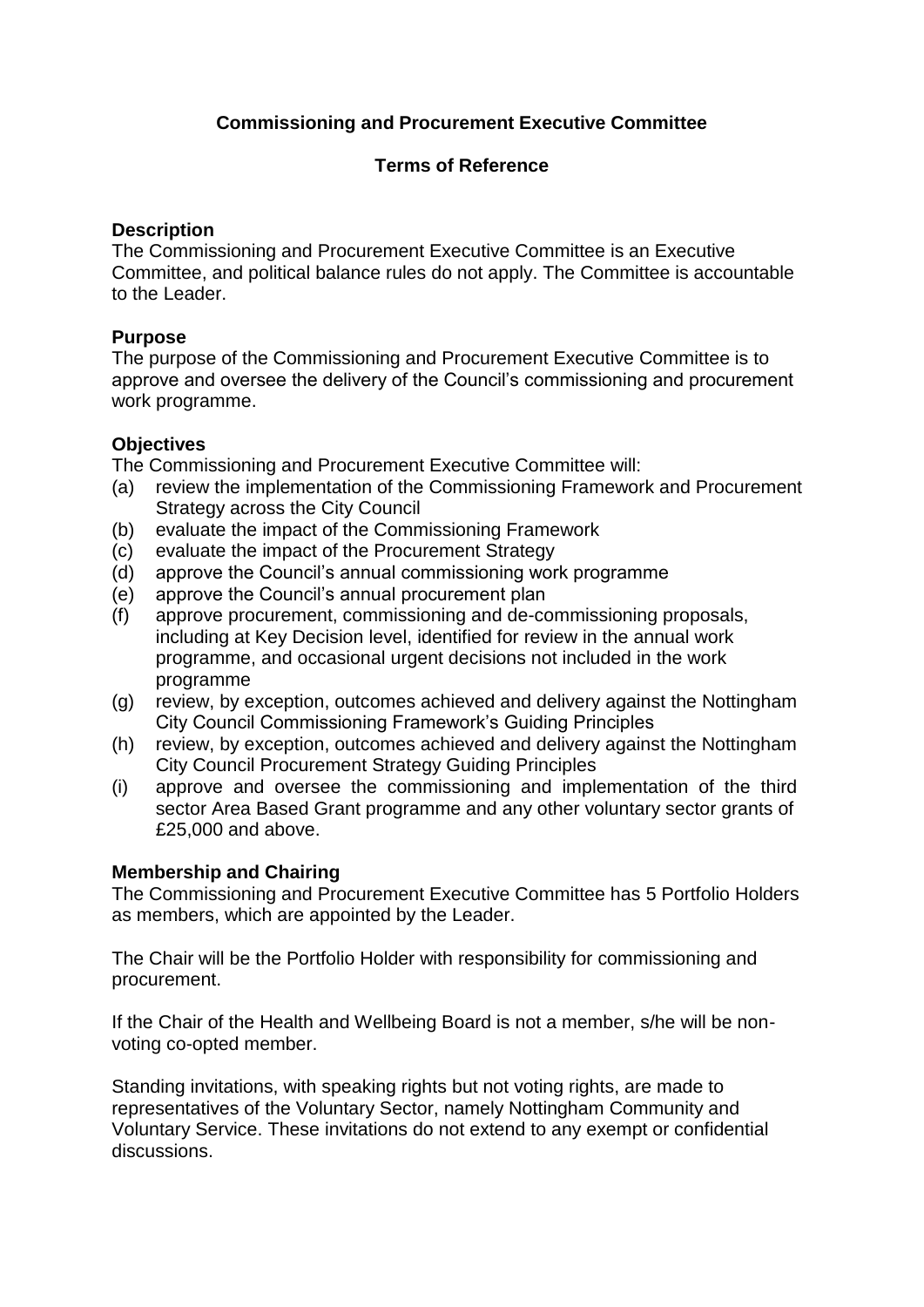# Commissioning and Procurement Executive Committee

## Terms of Reference

### Description

The Commissioning and Procurement Executive Committee is an Executive Committee, and political balance rules do not apply. The Committee is accountable to the Leader.

### Purpose

The purpose of the Commissioning and Procurement Executive Committee is to approve and oversee the delivery of the Council's commissioning and procurement work programme.

### Objectives

The Commissioning and Procurement Executive Committee will:

(a) review the implementation of the Commissioning Framework and Procurement Strategy across the City Council

(b) evaluate the impact of the Commissioning Framework

(c) evaluate the impact of the Procurement Strategy

(d) approve the Council's annual commissioning work programme

(e) approve the Council's annual procurement plan

(f) approve procurement, commissioning and de-commissioning proposals, including at Key Decision level, identified for review in the annual work programme, and occasional urgent decisions not included in the work programme

(g) review, by exception, outcomes achieved and delivery against the Nottingham City Council Commissioning Framework's Guiding Principles

(h) review, by exception, outcomes achieved and delivery against the Nottingham City Council Procurement Strategy Guiding Principles

(i) approve and oversee the commissioning and implementation of the third sector Area Based Grant programme and any other voluntary sector grants of £25,000 and above.

### Membership and Chairing

The Commissioning and Procurement Executive Committee has 5 Portfolio Holders as members, which are appointed by the Leader.

The Chair will be the Portfolio Holder with responsibility for commissioning and procurement.

If the Chair of the Health and Wellbeing Board is not a member, s/he will be non-voting co-opted member.

Standing invitations, with speaking rights but not voting rights, are made to representatives of the Voluntary Sector, namely Nottingham Community and Voluntary Service. These invitations do not extend to any exempt or confidential discussions.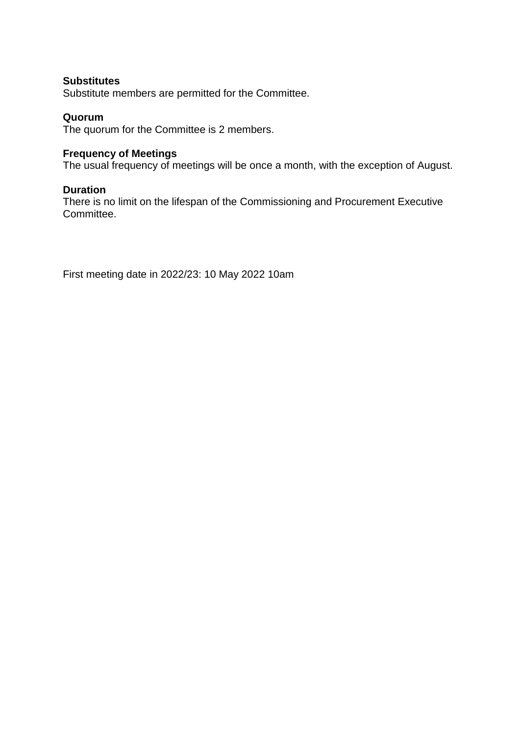**Substitutes**
Substitute members are permitted for the Committee.

**Quorum**
The quorum for the Committee is 2 members.

**Frequency of Meetings**
The usual frequency of meetings will be once a month, with the exception of August.

**Duration**
There is no limit on the lifespan of the Commissioning and Procurement Executive Committee.

First meeting date in 2022/23: 10 May 2022 10am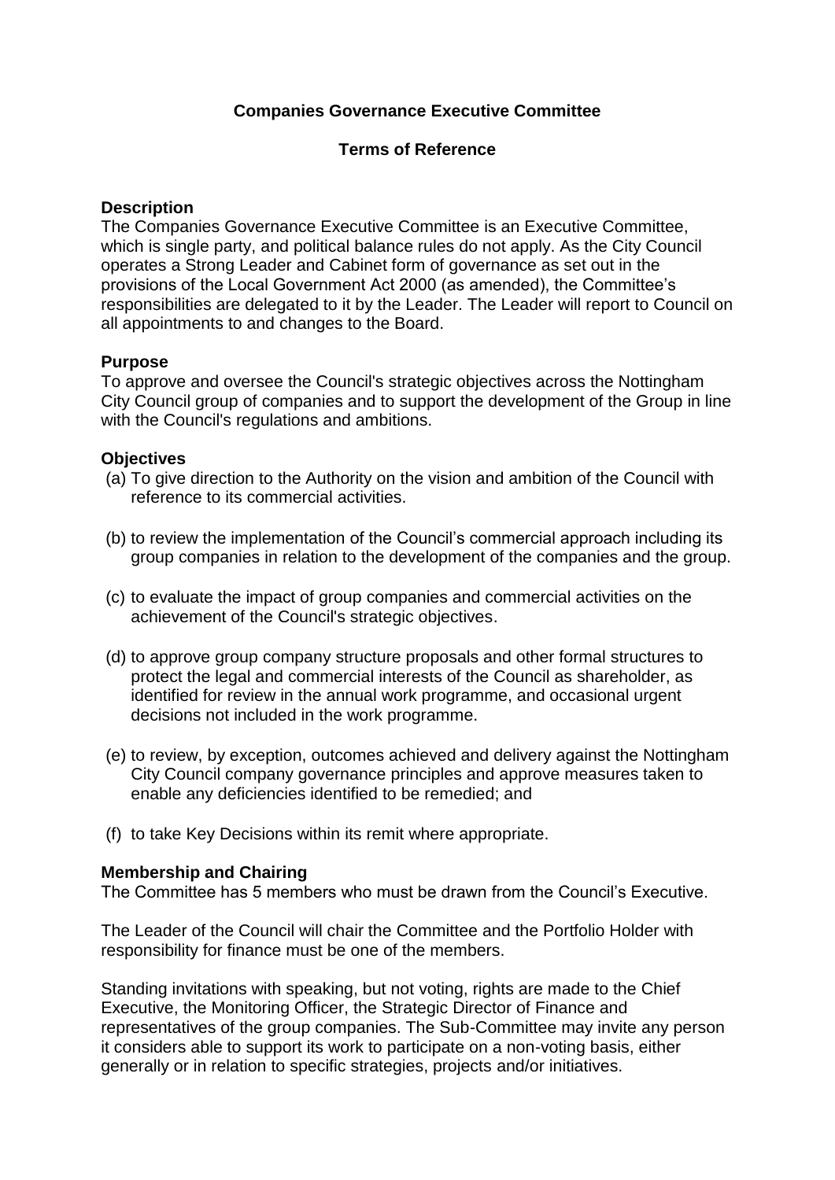**Companies Governance Executive Committee**

**Terms of Reference**

**Description**

The Companies Governance Executive Committee is an Executive Committee, which is single party, and political balance rules do not apply. As the City Council operates a Strong Leader and Cabinet form of governance as set out in the provisions of the Local Government Act 2000 (as amended), the Committee's responsibilities are delegated to it by the Leader. The Leader will report to Council on all appointments to and changes to the Board.

**Purpose**

To approve and oversee the Council's strategic objectives across the Nottingham City Council group of companies and to support the development of the Group in line with the Council's regulations and ambitions.

**Objectives**

(a) To give direction to the Authority on the vision and ambition of the Council with reference to its commercial activities.

(b) to review the implementation of the Council's commercial approach including its group companies in relation to the development of the companies and the group.

(c) to evaluate the impact of group companies and commercial activities on the achievement of the Council's strategic objectives.

(d) to approve group company structure proposals and other formal structures to protect the legal and commercial interests of the Council as shareholder, as identified for review in the annual work programme, and occasional urgent decisions not included in the work programme.

(e) to review, by exception, outcomes achieved and delivery against the Nottingham City Council company governance principles and approve measures taken to enable any deficiencies identified to be remedied; and

(f) to take Key Decisions within its remit where appropriate.

**Membership and Chairing**

The Committee has 5 members who must be drawn from the Council's Executive.

The Leader of the Council will chair the Committee and the Portfolio Holder with responsibility for finance must be one of the members.

Standing invitations with speaking, but not voting, rights are made to the Chief Executive, the Monitoring Officer, the Strategic Director of Finance and representatives of the group companies. The Sub-Committee may invite any person it considers able to support its work to participate on a non-voting basis, either generally or in relation to specific strategies, projects and/or initiatives.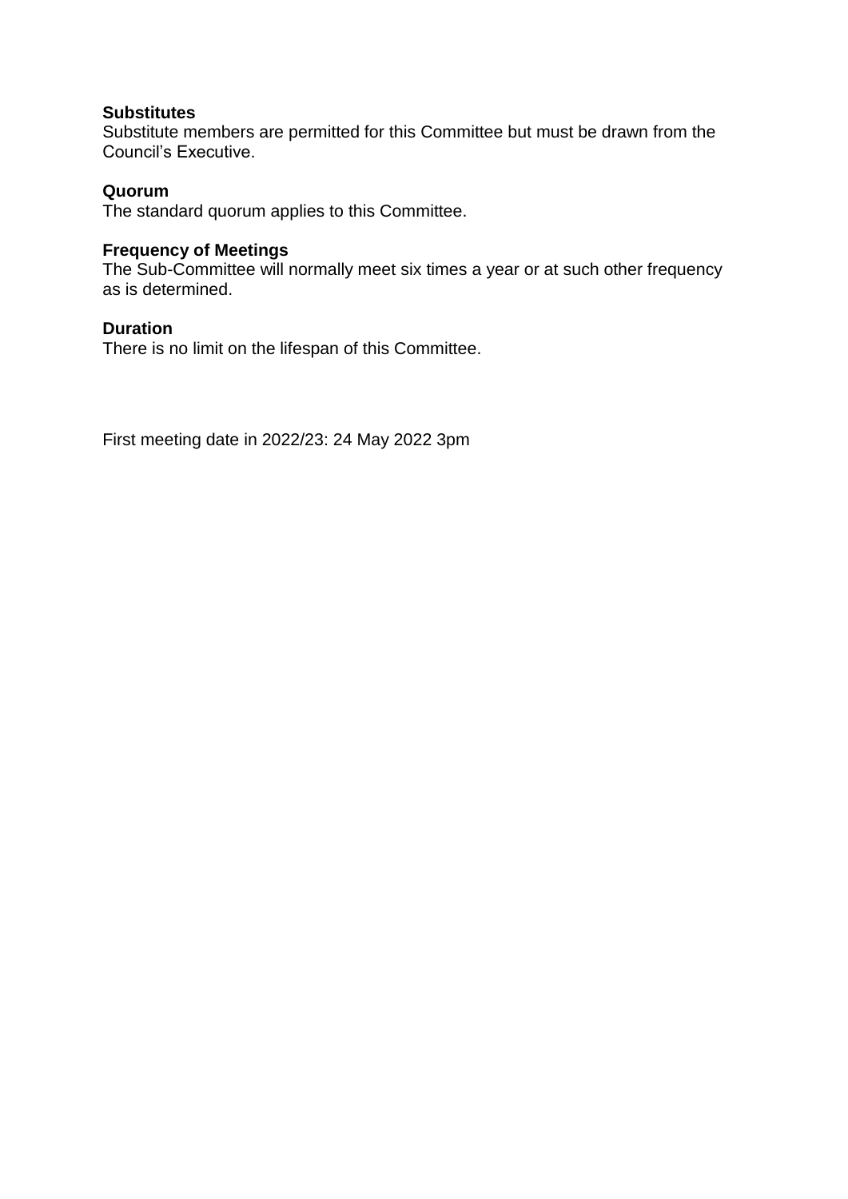**Substitutes**
Substitute members are permitted for this Committee but must be drawn from the Council's Executive.

**Quorum**
The standard quorum applies to this Committee.

**Frequency of Meetings**
The Sub-Committee will normally meet six times a year or at such other frequency as is determined.

**Duration**
There is no limit on the lifespan of this Committee.

First meeting date in 2022/23: 24 May 2022 3pm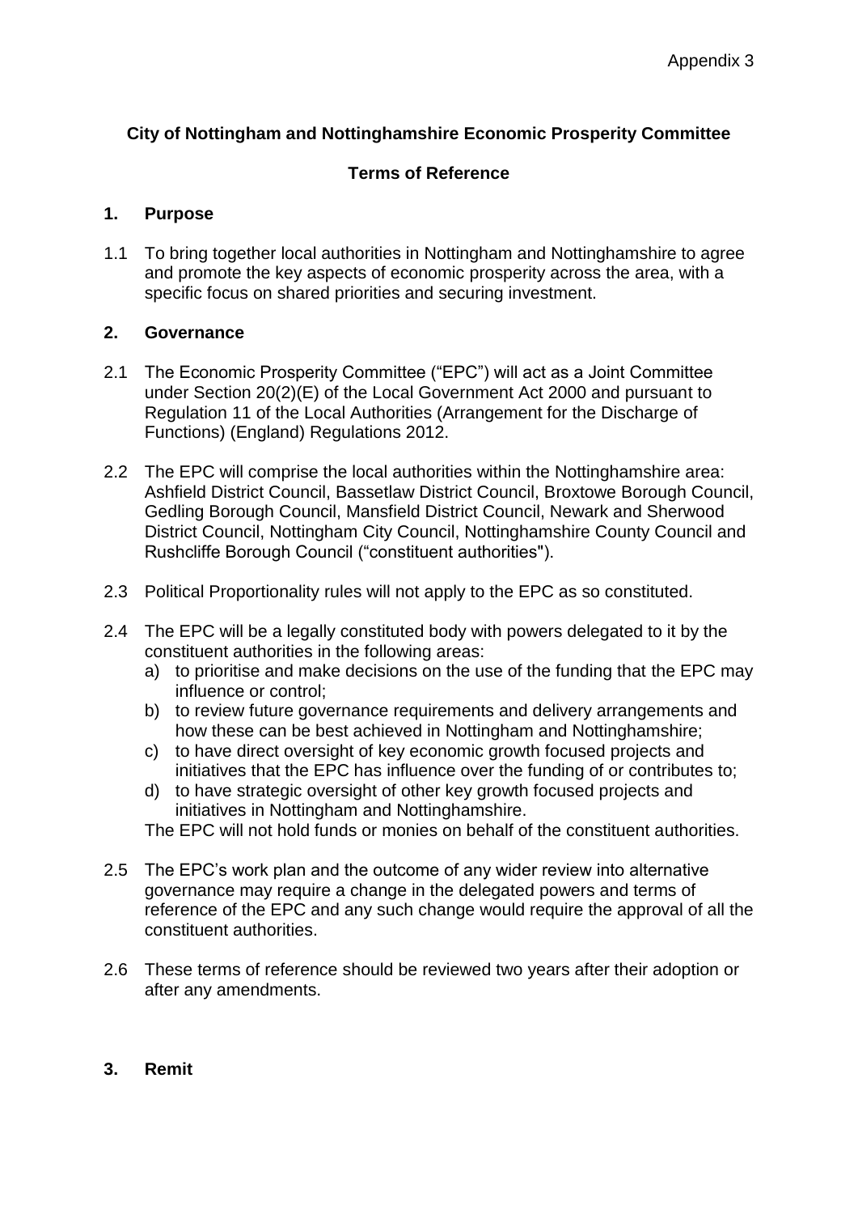Appendix 3

**City of Nottingham and Nottinghamshire Economic Prosperity Committee**

**Terms of Reference**

## 1. Purpose

1.1 To bring together local authorities in Nottingham and Nottinghamshire to agree and promote the key aspects of economic prosperity across the area, with a specific focus on shared priorities and securing investment.

## 2. Governance

2.1 The Economic Prosperity Committee ("EPC") will act as a Joint Committee under Section 20(2)(E) of the Local Government Act 2000 and pursuant to Regulation 11 of the Local Authorities (Arrangement for the Discharge of Functions) (England) Regulations 2012.

2.2 The EPC will comprise the local authorities within the Nottinghamshire area: Ashfield District Council, Bassetlaw District Council, Broxtowe Borough Council, Gedling Borough Council, Mansfield District Council, Newark and Sherwood District Council, Nottingham City Council, Nottinghamshire County Council and Rushcliffe Borough Council ("constituent authorities").

2.3 Political Proportionality rules will not apply to the EPC as so constituted.

2.4 The EPC will be a legally constituted body with powers delegated to it by the constituent authorities in the following areas:

a) to prioritise and make decisions on the use of the funding that the EPC may influence or control;
b) to review future governance requirements and delivery arrangements and how these can be best achieved in Nottingham and Nottinghamshire;
c) to have direct oversight of key economic growth focused projects and initiatives that the EPC has influence over the funding of or contributes to;
d) to have strategic oversight of other key growth focused projects and initiatives in Nottingham and Nottinghamshire.

The EPC will not hold funds or monies on behalf of the constituent authorities.

2.5 The EPC's work plan and the outcome of any wider review into alternative governance may require a change in the delegated powers and terms of reference of the EPC and any such change would require the approval of all the constituent authorities.

2.6 These terms of reference should be reviewed two years after their adoption or after any amendments.

## 3. Remit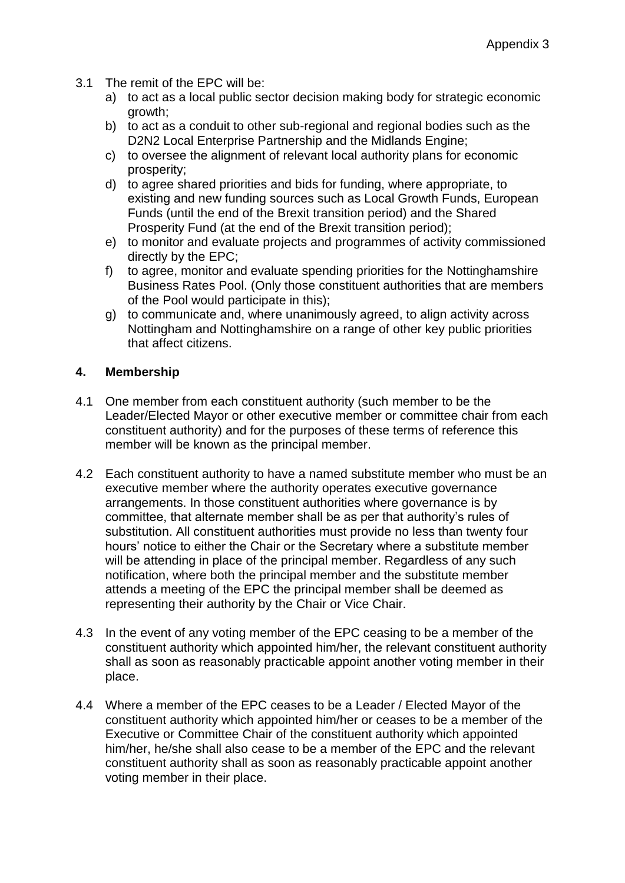3.1 The remit of the EPC will be:

a) to act as a local public sector decision making body for strategic economic growth;
b) to act as a conduit to other sub-regional and regional bodies such as the D2N2 Local Enterprise Partnership and the Midlands Engine;
c) to oversee the alignment of relevant local authority plans for economic prosperity;
d) to agree shared priorities and bids for funding, where appropriate, to existing and new funding sources such as Local Growth Funds, European Funds (until the end of the Brexit transition period) and the Shared Prosperity Fund (at the end of the Brexit transition period);
e) to monitor and evaluate projects and programmes of activity commissioned directly by the EPC;
f) to agree, monitor and evaluate spending priorities for the Nottinghamshire Business Rates Pool. (Only those constituent authorities that are members of the Pool would participate in this);
g) to communicate and, where unanimously agreed, to align activity across Nottingham and Nottinghamshire on a range of other key public priorities that affect citizens.

## 4. Membership

4.1 One member from each constituent authority (such member to be the Leader/Elected Mayor or other executive member or committee chair from each constituent authority) and for the purposes of these terms of reference this member will be known as the principal member.

4.2 Each constituent authority to have a named substitute member who must be an executive member where the authority operates executive governance arrangements. In those constituent authorities where governance is by committee, that alternate member shall be as per that authority's rules of substitution. All constituent authorities must provide no less than twenty four hours' notice to either the Chair or the Secretary where a substitute member will be attending in place of the principal member. Regardless of any such notification, where both the principal member and the substitute member attends a meeting of the EPC the principal member shall be deemed as representing their authority by the Chair or Vice Chair.

4.3 In the event of any voting member of the EPC ceasing to be a member of the constituent authority which appointed him/her, the relevant constituent authority shall as soon as reasonably practicable appoint another voting member in their place.

4.4 Where a member of the EPC ceases to be a Leader / Elected Mayor of the constituent authority which appointed him/her or ceases to be a member of the Executive or Committee Chair of the constituent authority which appointed him/her, he/she shall also cease to be a member of the EPC and the relevant constituent authority shall as soon as reasonably practicable appoint another voting member in their place.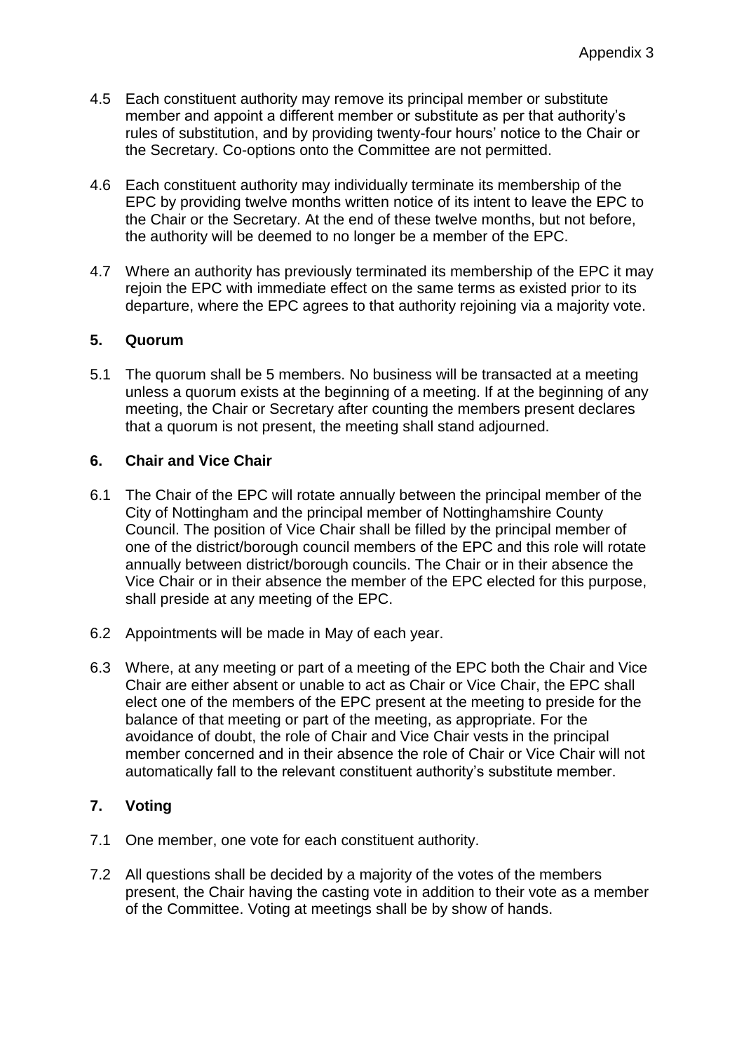4.5 Each constituent authority may remove its principal member or substitute member and appoint a different member or substitute as per that authority's rules of substitution, and by providing twenty-four hours' notice to the Chair or the Secretary. Co-options onto the Committee are not permitted.

4.6 Each constituent authority may individually terminate its membership of the EPC by providing twelve months written notice of its intent to leave the EPC to the Chair or the Secretary. At the end of these twelve months, but not before, the authority will be deemed to no longer be a member of the EPC.

4.7 Where an authority has previously terminated its membership of the EPC it may rejoin the EPC with immediate effect on the same terms as existed prior to its departure, where the EPC agrees to that authority rejoining via a majority vote.

## 5. Quorum

5.1 The quorum shall be 5 members. No business will be transacted at a meeting unless a quorum exists at the beginning of a meeting. If at the beginning of any meeting, the Chair or Secretary after counting the members present declares that a quorum is not present, the meeting shall stand adjourned.

## 6. Chair and Vice Chair

6.1 The Chair of the EPC will rotate annually between the principal member of the City of Nottingham and the principal member of Nottinghamshire County Council. The position of Vice Chair shall be filled by the principal member of one of the district/borough council members of the EPC and this role will rotate annually between district/borough councils. The Chair or in their absence the Vice Chair or in their absence the member of the EPC elected for this purpose, shall preside at any meeting of the EPC.

6.2 Appointments will be made in May of each year.

6.3 Where, at any meeting or part of a meeting of the EPC both the Chair and Vice Chair are either absent or unable to act as Chair or Vice Chair, the EPC shall elect one of the members of the EPC present at the meeting to preside for the balance of that meeting or part of the meeting, as appropriate. For the avoidance of doubt, the role of Chair and Vice Chair vests in the principal member concerned and in their absence the role of Chair or Vice Chair will not automatically fall to the relevant constituent authority's substitute member.

## 7. Voting

7.1 One member, one vote for each constituent authority.

7.2 All questions shall be decided by a majority of the votes of the members present, the Chair having the casting vote in addition to their vote as a member of the Committee. Voting at meetings shall be by show of hands.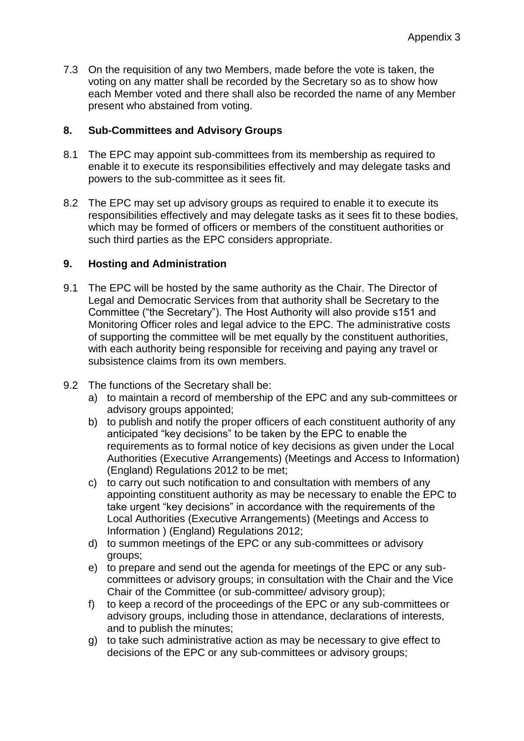7.3 On the requisition of any two Members, made before the vote is taken, the voting on any matter shall be recorded by the Secretary so as to show how each Member voted and there shall also be recorded the name of any Member present who abstained from voting.

## 8. Sub-Committees and Advisory Groups

8.1 The EPC may appoint sub-committees from its membership as required to enable it to execute its responsibilities effectively and may delegate tasks and powers to the sub-committee as it sees fit.

8.2 The EPC may set up advisory groups as required to enable it to execute its responsibilities effectively and may delegate tasks as it sees fit to these bodies, which may be formed of officers or members of the constituent authorities or such third parties as the EPC considers appropriate.

## 9. Hosting and Administration

9.1 The EPC will be hosted by the same authority as the Chair. The Director of Legal and Democratic Services from that authority shall be Secretary to the Committee ("the Secretary"). The Host Authority will also provide s151 and Monitoring Officer roles and legal advice to the EPC. The administrative costs of supporting the committee will be met equally by the constituent authorities, with each authority being responsible for receiving and paying any travel or subsistence claims from its own members.

9.2 The functions of the Secretary shall be:

a) to maintain a record of membership of the EPC and any sub-committees or advisory groups appointed;

b) to publish and notify the proper officers of each constituent authority of any anticipated "key decisions" to be taken by the EPC to enable the requirements as to formal notice of key decisions as given under the Local Authorities (Executive Arrangements) (Meetings and Access to Information) (England) Regulations 2012 to be met;

c) to carry out such notification to and consultation with members of any appointing constituent authority as may be necessary to enable the EPC to take urgent "key decisions" in accordance with the requirements of the Local Authorities (Executive Arrangements) (Meetings and Access to Information ) (England) Regulations 2012;

d) to summon meetings of the EPC or any sub-committees or advisory groups;

e) to prepare and send out the agenda for meetings of the EPC or any sub-committees or advisory groups; in consultation with the Chair and the Vice Chair of the Committee (or sub-committee/ advisory group);

f) to keep a record of the proceedings of the EPC or any sub-committees or advisory groups, including those in attendance, declarations of interests, and to publish the minutes;

g) to take such administrative action as may be necessary to give effect to decisions of the EPC or any sub-committees or advisory groups;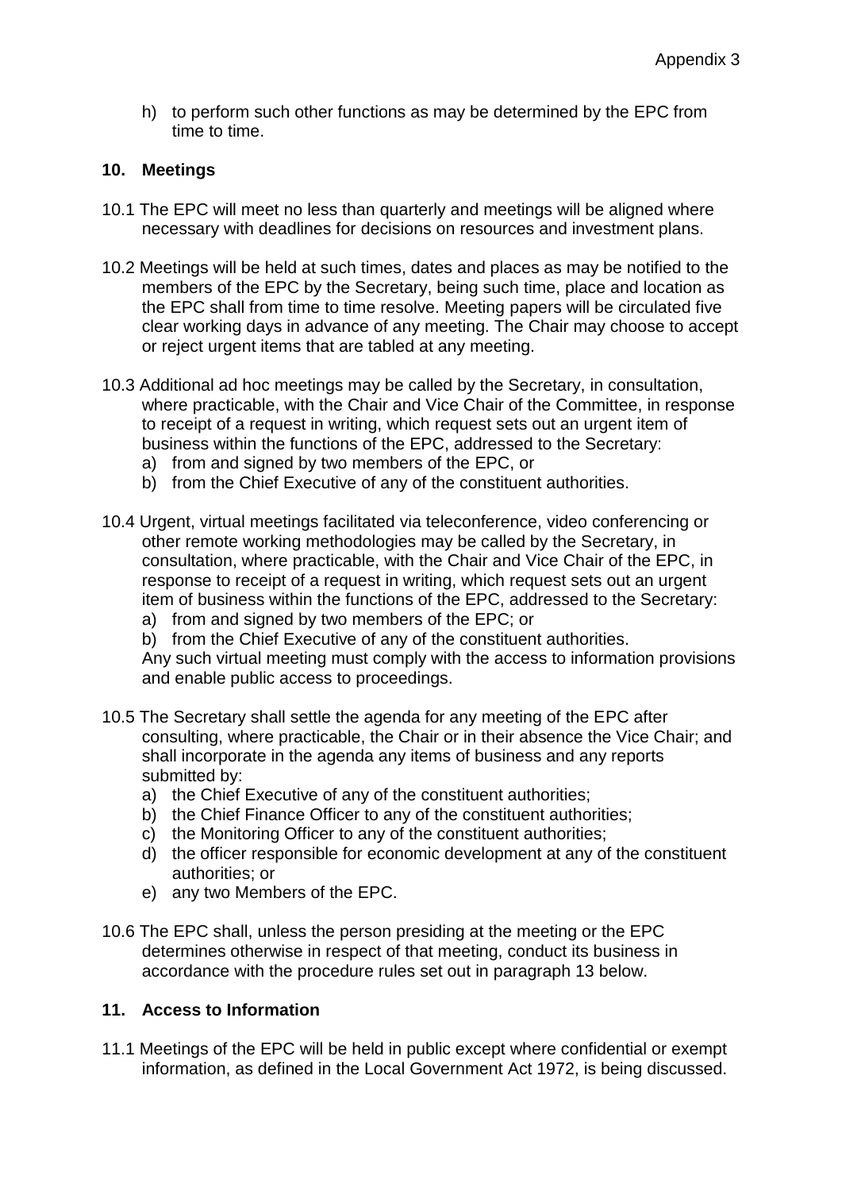h) to perform such other functions as may be determined by the EPC from time to time.

## 10. Meetings

10.1 The EPC will meet no less than quarterly and meetings will be aligned where necessary with deadlines for decisions on resources and investment plans.

10.2 Meetings will be held at such times, dates and places as may be notified to the members of the EPC by the Secretary, being such time, place and location as the EPC shall from time to time resolve. Meeting papers will be circulated five clear working days in advance of any meeting. The Chair may choose to accept or reject urgent items that are tabled at any meeting.

10.3 Additional ad hoc meetings may be called by the Secretary, in consultation, where practicable, with the Chair and Vice Chair of the Committee, in response to receipt of a request in writing, which request sets out an urgent item of business within the functions of the EPC, addressed to the Secretary:

a) from and signed by two members of the EPC, or
b) from the Chief Executive of any of the constituent authorities.

10.4 Urgent, virtual meetings facilitated via teleconference, video conferencing or other remote working methodologies may be called by the Secretary, in consultation, where practicable, with the Chair and Vice Chair of the EPC, in response to receipt of a request in writing, which request sets out an urgent item of business within the functions of the EPC, addressed to the Secretary:

a) from and signed by two members of the EPC; or
b) from the Chief Executive of any of the constituent authorities.

Any such virtual meeting must comply with the access to information provisions and enable public access to proceedings.

10.5 The Secretary shall settle the agenda for any meeting of the EPC after consulting, where practicable, the Chair or in their absence the Vice Chair; and shall incorporate in the agenda any items of business and any reports submitted by:

a) the Chief Executive of any of the constituent authorities;
b) the Chief Finance Officer to any of the constituent authorities;
c) the Monitoring Officer to any of the constituent authorities;
d) the officer responsible for economic development at any of the constituent authorities; or
e) any two Members of the EPC.

10.6 The EPC shall, unless the person presiding at the meeting or the EPC determines otherwise in respect of that meeting, conduct its business in accordance with the procedure rules set out in paragraph 13 below.

## 11. Access to Information

11.1 Meetings of the EPC will be held in public except where confidential or exempt information, as defined in the Local Government Act 1972, is being discussed.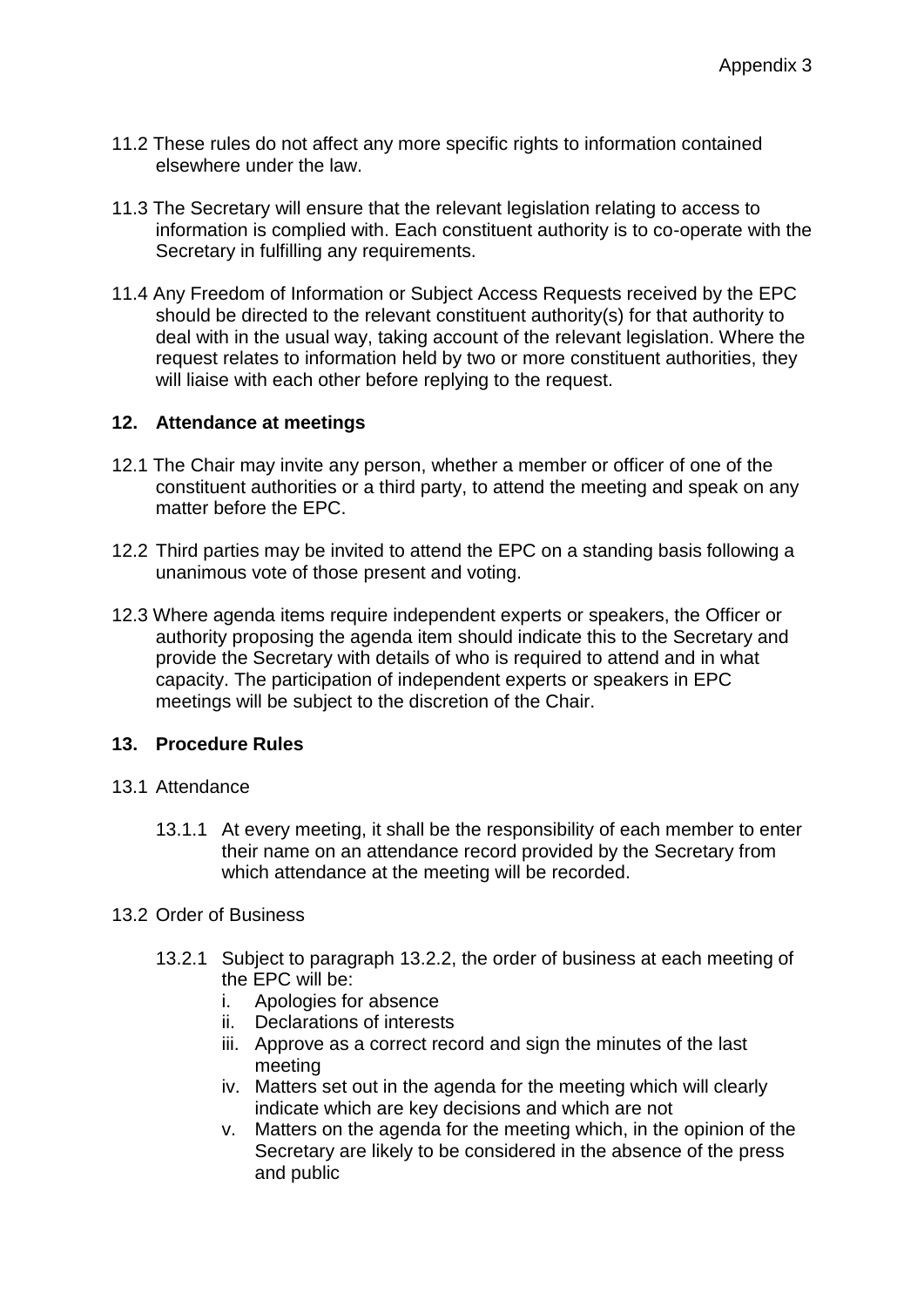11.2 These rules do not affect any more specific rights to information contained elsewhere under the law.

11.3 The Secretary will ensure that the relevant legislation relating to access to information is complied with. Each constituent authority is to co-operate with the Secretary in fulfilling any requirements.

11.4 Any Freedom of Information or Subject Access Requests received by the EPC should be directed to the relevant constituent authority(s) for that authority to deal with in the usual way, taking account of the relevant legislation. Where the request relates to information held by two or more constituent authorities, they will liaise with each other before replying to the request.

## 12. Attendance at meetings

12.1 The Chair may invite any person, whether a member or officer of one of the constituent authorities or a third party, to attend the meeting and speak on any matter before the EPC.

12.2 Third parties may be invited to attend the EPC on a standing basis following a unanimous vote of those present and voting.

12.3 Where agenda items require independent experts or speakers, the Officer or authority proposing the agenda item should indicate this to the Secretary and provide the Secretary with details of who is required to attend and in what capacity. The participation of independent experts or speakers in EPC meetings will be subject to the discretion of the Chair.

## 13. Procedure Rules

13.1 Attendance

13.1.1 At every meeting, it shall be the responsibility of each member to enter their name on an attendance record provided by the Secretary from which attendance at the meeting will be recorded.

13.2 Order of Business

13.2.1 Subject to paragraph 13.2.2, the order of business at each meeting of the EPC will be:

i. Apologies for absence
ii. Declarations of interests
iii. Approve as a correct record and sign the minutes of the last meeting
iv. Matters set out in the agenda for the meeting which will clearly indicate which are key decisions and which are not
v. Matters on the agenda for the meeting which, in the opinion of the Secretary are likely to be considered in the absence of the press and public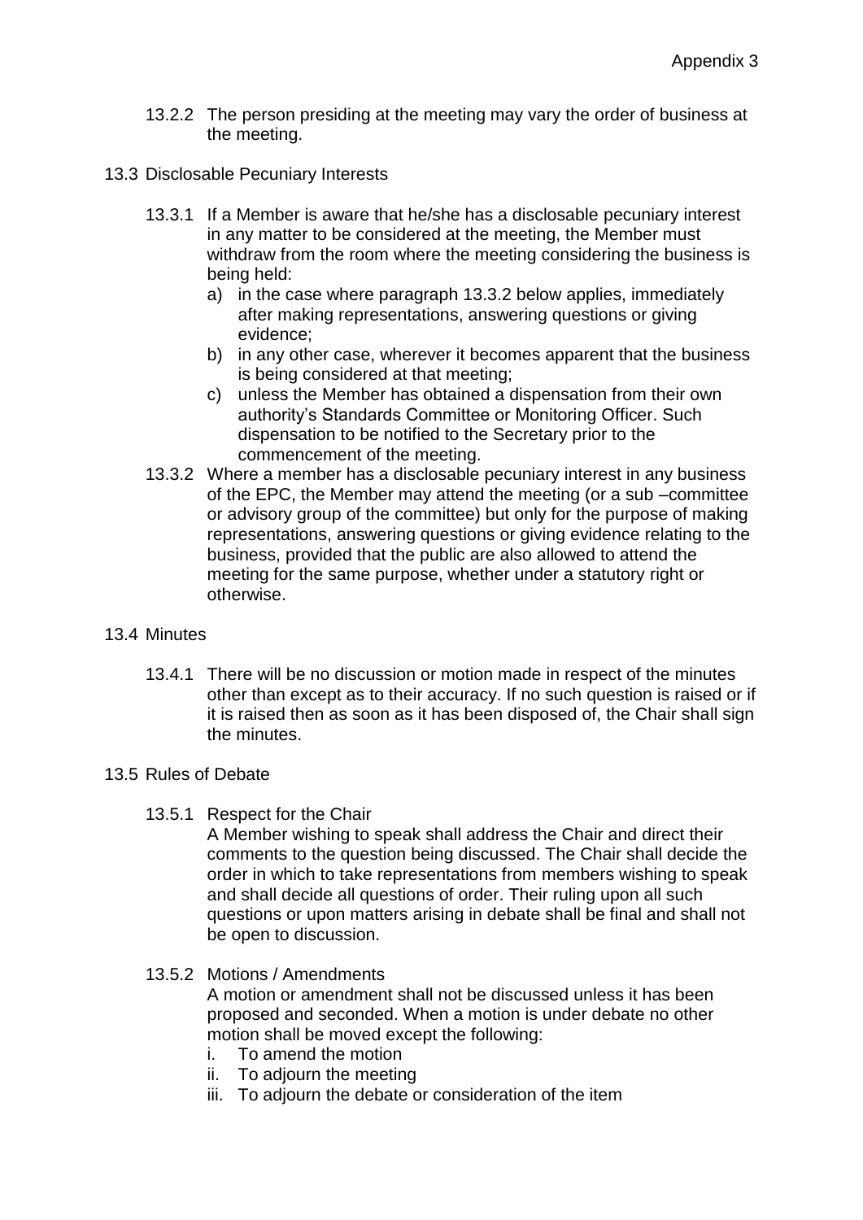13.2.2 The person presiding at the meeting may vary the order of business at the meeting.

13.3 Disclosable Pecuniary Interests

13.3.1 If a Member is aware that he/she has a disclosable pecuniary interest in any matter to be considered at the meeting, the Member must withdraw from the room where the meeting considering the business is being held:

a) in the case where paragraph 13.3.2 below applies, immediately after making representations, answering questions or giving evidence;
b) in any other case, wherever it becomes apparent that the business is being considered at that meeting;
c) unless the Member has obtained a dispensation from their own authority's Standards Committee or Monitoring Officer. Such dispensation to be notified to the Secretary prior to the commencement of the meeting.

13.3.2 Where a member has a disclosable pecuniary interest in any business of the EPC, the Member may attend the meeting (or a sub –committee or advisory group of the committee) but only for the purpose of making representations, answering questions or giving evidence relating to the business, provided that the public are also allowed to attend the meeting for the same purpose, whether under a statutory right or otherwise.

13.4 Minutes

13.4.1 There will be no discussion or motion made in respect of the minutes other than except as to their accuracy. If no such question is raised or if it is raised then as soon as it has been disposed of, the Chair shall sign the minutes.

13.5 Rules of Debate

13.5.1 Respect for the Chair

A Member wishing to speak shall address the Chair and direct their comments to the question being discussed. The Chair shall decide the order in which to take representations from members wishing to speak and shall decide all questions of order. Their ruling upon all such questions or upon matters arising in debate shall be final and shall not be open to discussion.

13.5.2 Motions / Amendments

A motion or amendment shall not be discussed unless it has been proposed and seconded. When a motion is under debate no other motion shall be moved except the following:

i. To amend the motion
ii. To adjourn the meeting
iii. To adjourn the debate or consideration of the item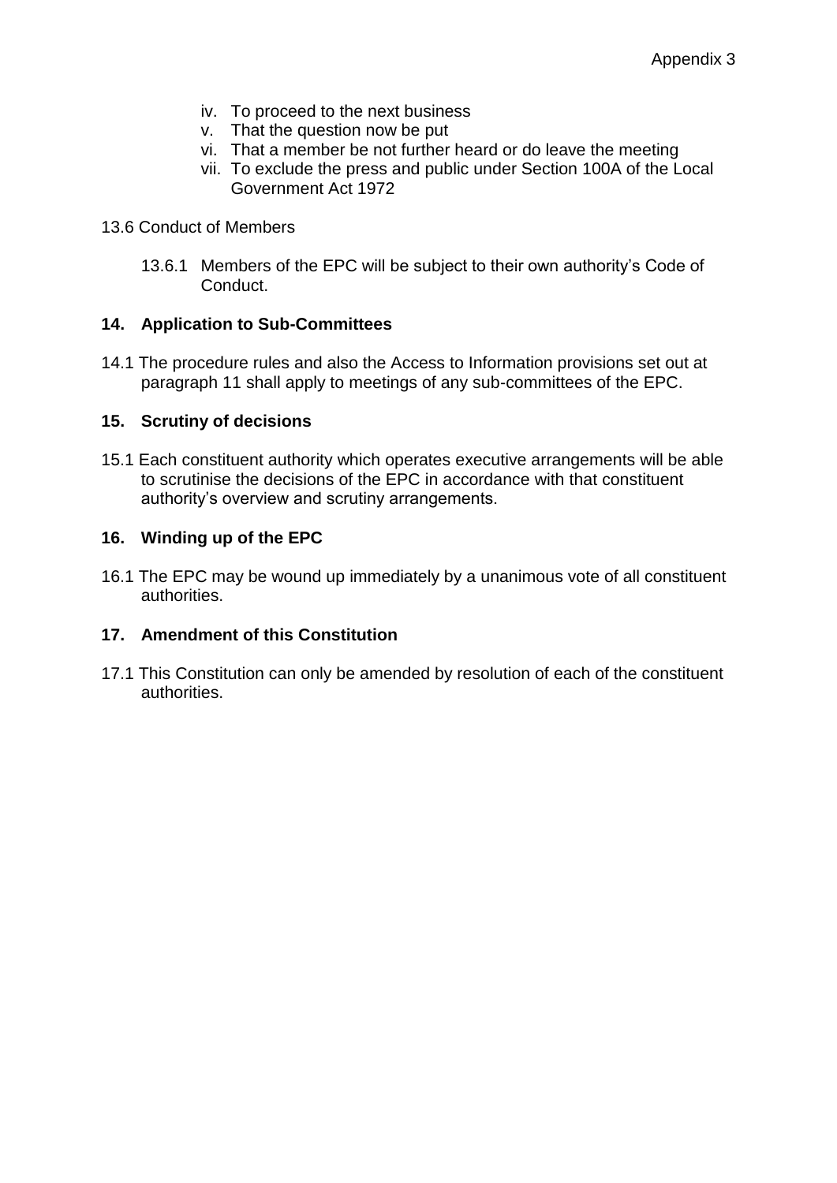iv. To proceed to the next business
v. That the question now be put
vi. That a member be not further heard or do leave the meeting
vii. To exclude the press and public under Section 100A of the Local Government Act 1972

13.6 Conduct of Members

13.6.1 Members of the EPC will be subject to their own authority's Code of Conduct.

## 14. Application to Sub-Committees

14.1 The procedure rules and also the Access to Information provisions set out at paragraph 11 shall apply to meetings of any sub-committees of the EPC.

## 15. Scrutiny of decisions

15.1 Each constituent authority which operates executive arrangements will be able to scrutinise the decisions of the EPC in accordance with that constituent authority's overview and scrutiny arrangements.

## 16. Winding up of the EPC

16.1 The EPC may be wound up immediately by a unanimous vote of all constituent authorities.

## 17. Amendment of this Constitution

17.1 This Constitution can only be amended by resolution of each of the constituent authorities.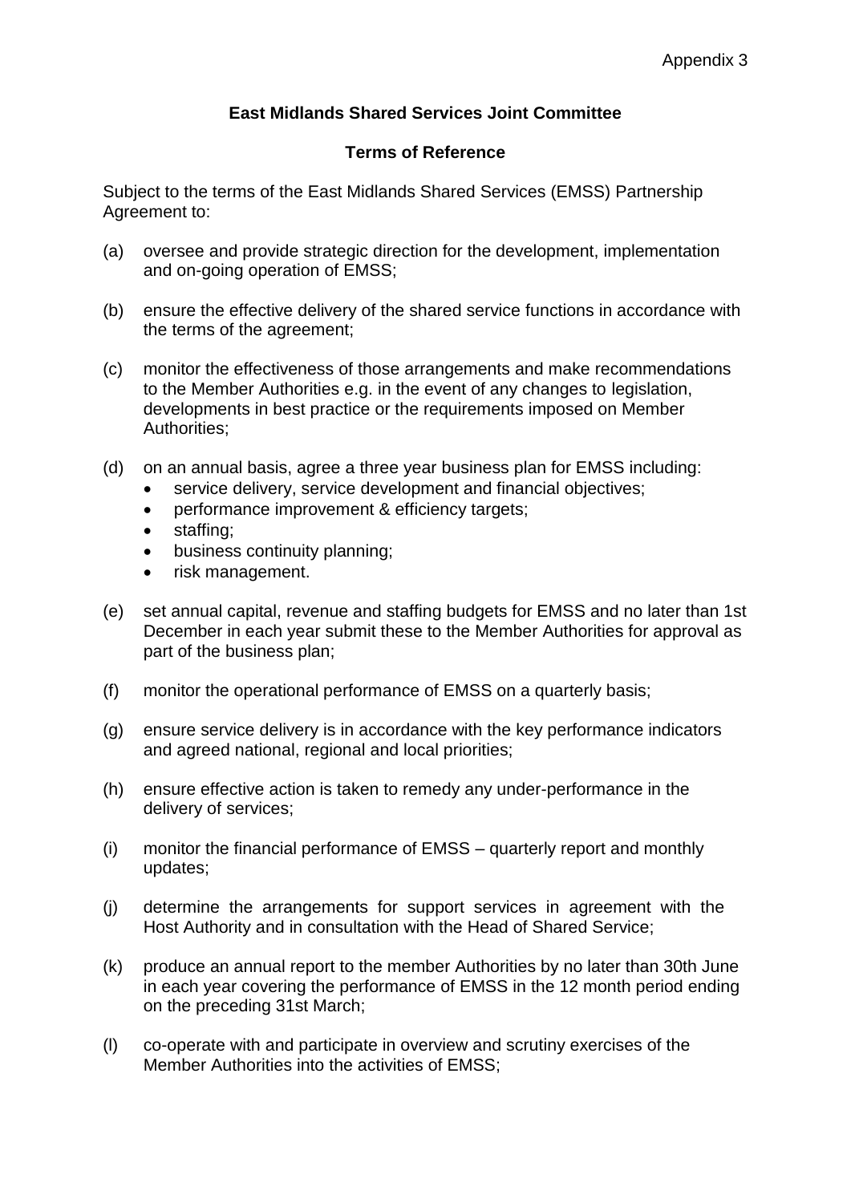Appendix 3

**East Midlands Shared Services Joint Committee**

**Terms of Reference**

Subject to the terms of the East Midlands Shared Services (EMSS) Partnership Agreement to:

(a) oversee and provide strategic direction for the development, implementation and on-going operation of EMSS;

(b) ensure the effective delivery of the shared service functions in accordance with the terms of the agreement;

(c) monitor the effectiveness of those arrangements and make recommendations to the Member Authorities e.g. in the event of any changes to legislation, developments in best practice or the requirements imposed on Member Authorities;

(d) on an annual basis, agree a three year business plan for EMSS including:
- service delivery, service development and financial objectives;
- performance improvement & efficiency targets;
- staffing;
- business continuity planning;
- risk management.

(e) set annual capital, revenue and staffing budgets for EMSS and no later than 1st December in each year submit these to the Member Authorities for approval as part of the business plan;

(f) monitor the operational performance of EMSS on a quarterly basis;

(g) ensure service delivery is in accordance with the key performance indicators and agreed national, regional and local priorities;

(h) ensure effective action is taken to remedy any under-performance in the delivery of services;

(i) monitor the financial performance of EMSS – quarterly report and monthly updates;

(j) determine the arrangements for support services in agreement with the Host Authority and in consultation with the Head of Shared Service;

(k) produce an annual report to the member Authorities by no later than 30th June in each year covering the performance of EMSS in the 12 month period ending on the preceding 31st March;

(l) co-operate with and participate in overview and scrutiny exercises of the Member Authorities into the activities of EMSS;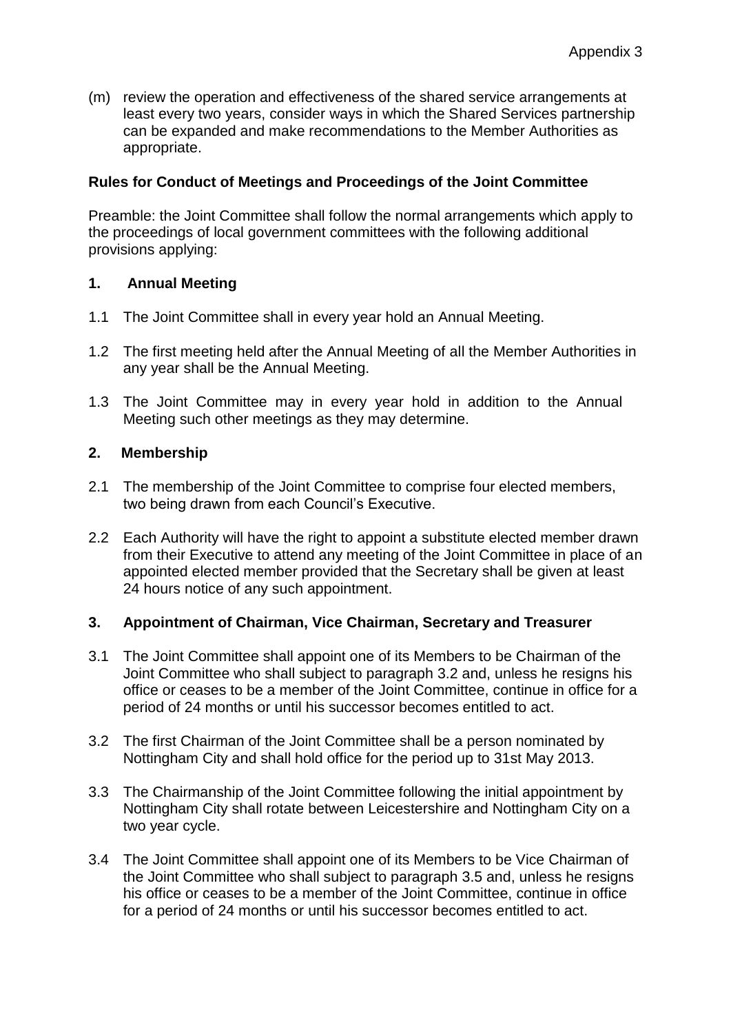Appendix 3

(m) review the operation and effectiveness of the shared service arrangements at least every two years, consider ways in which the Shared Services partnership can be expanded and make recommendations to the Member Authorities as appropriate.

**Rules for Conduct of Meetings and Proceedings of the Joint Committee**

Preamble: the Joint Committee shall follow the normal arrangements which apply to the proceedings of local government committees with the following additional provisions applying:

## 1. Annual Meeting

1.1 The Joint Committee shall in every year hold an Annual Meeting.

1.2 The first meeting held after the Annual Meeting of all the Member Authorities in any year shall be the Annual Meeting.

1.3 The Joint Committee may in every year hold in addition to the Annual Meeting such other meetings as they may determine.

## 2. Membership

2.1 The membership of the Joint Committee to comprise four elected members, two being drawn from each Council's Executive.

2.2 Each Authority will have the right to appoint a substitute elected member drawn from their Executive to attend any meeting of the Joint Committee in place of an appointed elected member provided that the Secretary shall be given at least 24 hours notice of any such appointment.

## 3. Appointment of Chairman, Vice Chairman, Secretary and Treasurer

3.1 The Joint Committee shall appoint one of its Members to be Chairman of the Joint Committee who shall subject to paragraph 3.2 and, unless he resigns his office or ceases to be a member of the Joint Committee, continue in office for a period of 24 months or until his successor becomes entitled to act.

3.2 The first Chairman of the Joint Committee shall be a person nominated by Nottingham City and shall hold office for the period up to 31st May 2013.

3.3 The Chairmanship of the Joint Committee following the initial appointment by Nottingham City shall rotate between Leicestershire and Nottingham City on a two year cycle.

3.4 The Joint Committee shall appoint one of its Members to be Vice Chairman of the Joint Committee who shall subject to paragraph 3.5 and, unless he resigns his office or ceases to be a member of the Joint Committee, continue in office for a period of 24 months or until his successor becomes entitled to act.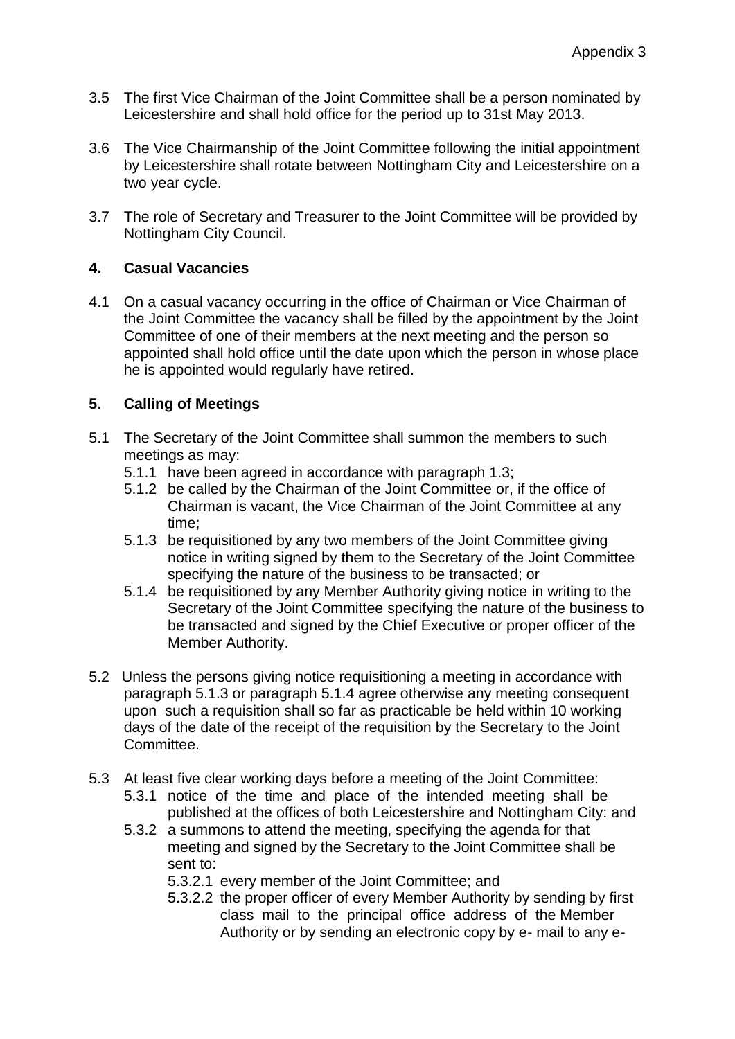Appendix 3

3.5 The first Vice Chairman of the Joint Committee shall be a person nominated by Leicestershire and shall hold office for the period up to 31st May 2013.

3.6 The Vice Chairmanship of the Joint Committee following the initial appointment by Leicestershire shall rotate between Nottingham City and Leicestershire on a two year cycle.

3.7 The role of Secretary and Treasurer to the Joint Committee will be provided by Nottingham City Council.

## 4. Casual Vacancies

4.1 On a casual vacancy occurring in the office of Chairman or Vice Chairman of the Joint Committee the vacancy shall be filled by the appointment by the Joint Committee of one of their members at the next meeting and the person so appointed shall hold office until the date upon which the person in whose place he is appointed would regularly have retired.

## 5. Calling of Meetings

5.1 The Secretary of the Joint Committee shall summon the members to such meetings as may:
- 5.1.1 have been agreed in accordance with paragraph 1.3;
- 5.1.2 be called by the Chairman of the Joint Committee or, if the office of Chairman is vacant, the Vice Chairman of the Joint Committee at any time;
- 5.1.3 be requisitioned by any two members of the Joint Committee giving notice in writing signed by them to the Secretary of the Joint Committee specifying the nature of the business to be transacted; or
- 5.1.4 be requisitioned by any Member Authority giving notice in writing to the Secretary of the Joint Committee specifying the nature of the business to be transacted and signed by the Chief Executive or proper officer of the Member Authority.

5.2 Unless the persons giving notice requisitioning a meeting in accordance with paragraph 5.1.3 or paragraph 5.1.4 agree otherwise any meeting consequent upon such a requisition shall so far as practicable be held within 10 working days of the date of the receipt of the requisition by the Secretary to the Joint Committee.

5.3 At least five clear working days before a meeting of the Joint Committee:
- 5.3.1 notice of the time and place of the intended meeting shall be published at the offices of both Leicestershire and Nottingham City: and
- 5.3.2 a summons to attend the meeting, specifying the agenda for that meeting and signed by the Secretary to the Joint Committee shall be sent to:
  - 5.3.2.1 every member of the Joint Committee; and
  - 5.3.2.2 the proper officer of every Member Authority by sending by first class mail to the principal office address of the Member Authority or by sending an electronic copy by e- mail to any e-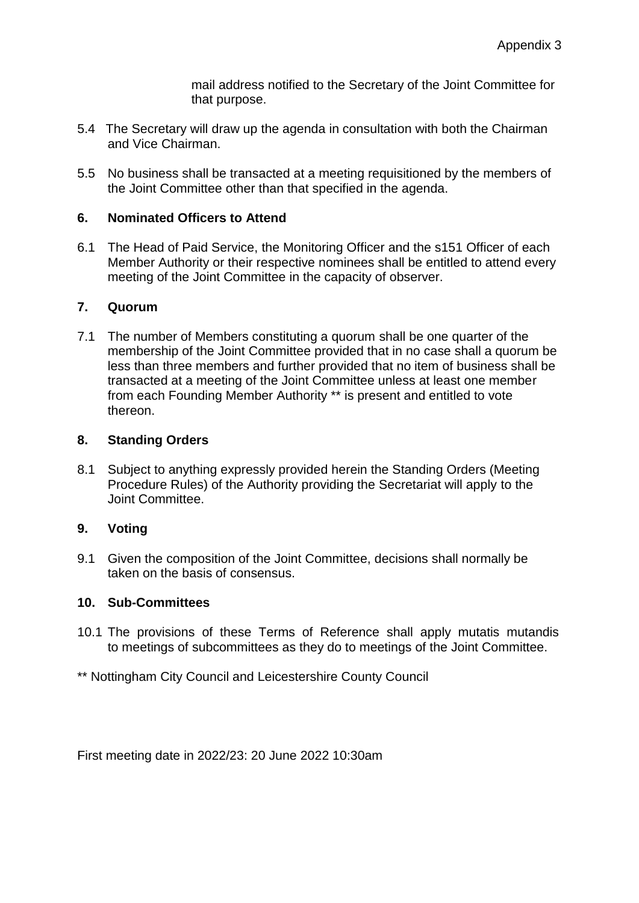mail address notified to the Secretary of the Joint Committee for that purpose.

5.4 The Secretary will draw up the agenda in consultation with both the Chairman and Vice Chairman.

5.5 No business shall be transacted at a meeting requisitioned by the members of the Joint Committee other than that specified in the agenda.

**6. Nominated Officers to Attend**

6.1 The Head of Paid Service, the Monitoring Officer and the s151 Officer of each Member Authority or their respective nominees shall be entitled to attend every meeting of the Joint Committee in the capacity of observer.

**7. Quorum**

7.1 The number of Members constituting a quorum shall be one quarter of the membership of the Joint Committee provided that in no case shall a quorum be less than three members and further provided that no item of business shall be transacted at a meeting of the Joint Committee unless at least one member from each Founding Member Authority ** is present and entitled to vote thereon.

**8. Standing Orders**

8.1 Subject to anything expressly provided herein the Standing Orders (Meeting Procedure Rules) of the Authority providing the Secretariat will apply to the Joint Committee.

**9. Voting**

9.1 Given the composition of the Joint Committee, decisions shall normally be taken on the basis of consensus.

**10. Sub-Committees**

10.1 The provisions of these Terms of Reference shall apply mutatis mutandis to meetings of subcommittees as they do to meetings of the Joint Committee.

** Nottingham City Council and Leicestershire County Council

First meeting date in 2022/23: 20 June 2022 10:30am